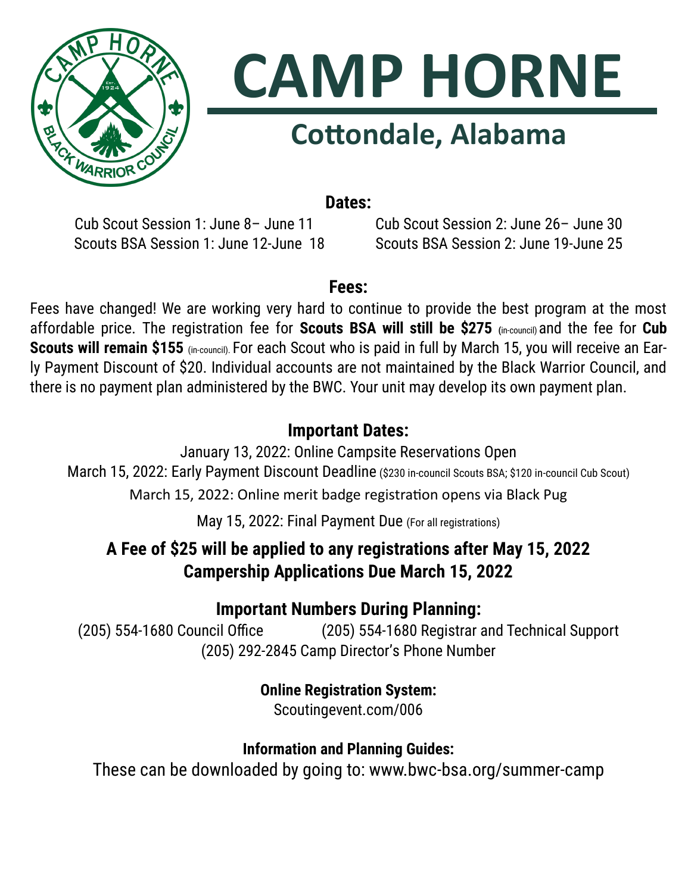# CAMP HORNE

## Cottondale, Alabama

### Dates:

Cub Scout Session 1: June 8– June 11
Scouts BSA Session 1: June 12-June 18

Cub Scout Session 2: June 26– June 30
Scouts BSA Session 2: June 19-June 25

### Fees:

Fees have changed! We are working very hard to continue to provide the best program at the most affordable price. The registration fee for **Scouts BSA will still be $275** (in-council) and the fee for **Cub Scouts will remain $155** (in-council). For each Scout who is paid in full by March 15, you will receive an Early Payment Discount of $20. Individual accounts are not maintained by the Black Warrior Council, and there is no payment plan administered by the BWC. Your unit may develop its own payment plan.

### Important Dates:

January 13, 2022: Online Campsite Reservations Open

March 15, 2022: Early Payment Discount Deadline ($230 in-council Scouts BSA; $120 in-council Cub Scout)

March 15, 2022: Online merit badge registration opens via Black Pug

May 15, 2022: Final Payment Due (For all registrations)

**A Fee of $25 will be applied to any registrations after May 15, 2022**
**Campership Applications Due March 15, 2022**

### Important Numbers During Planning:

(205) 554-1680 Council Office
(205) 554-1680 Registrar and Technical Support
(205) 292-2845 Camp Director's Phone Number

**Online Registration System:**

Scoutingevent.com/006

**Information and Planning Guides:**

These can be downloaded by going to: www.bwc-bsa.org/summer-camp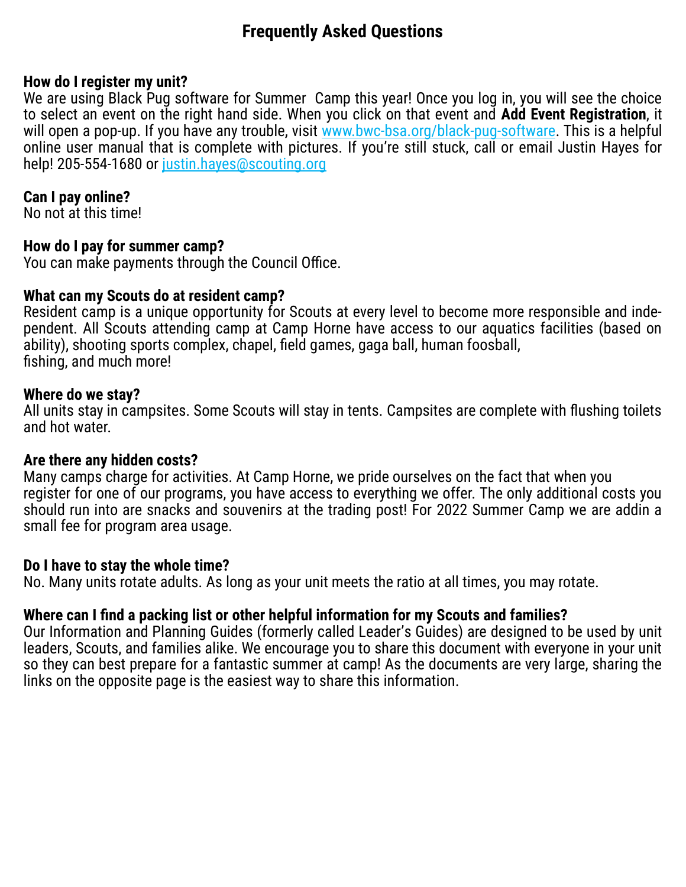## Frequently Asked Questions

**How do I register my unit?**
We are using Black Pug software for Summer Camp this year! Once you log in, you will see the choice to select an event on the right hand side. When you click on that event and **Add Event Registration**, it will open a pop-up. If you have any trouble, visit [www.bwc-bsa.org/black-pug-software](www.bwc-bsa.org/black-pug-software). This is a helpful online user manual that is complete with pictures. If you're still stuck, call or email Justin Hayes for help! 205-554-1680 or [justin.hayes@scouting.org](mailto:justin.hayes@scouting.org)

**Can I pay online?**
No not at this time!

**How do I pay for summer camp?**
You can make payments through the Council Office.

**What can my Scouts do at resident camp?**
Resident camp is a unique opportunity for Scouts at every level to become more responsible and independent. All Scouts attending camp at Camp Horne have access to our aquatics facilities (based on ability), shooting sports complex, chapel, field games, gaga ball, human foosball, fishing, and much more!

**Where do we stay?**
All units stay in campsites. Some Scouts will stay in tents. Campsites are complete with flushing toilets and hot water.

**Are there any hidden costs?**
Many camps charge for activities. At Camp Horne, we pride ourselves on the fact that when you register for one of our programs, you have access to everything we offer. The only additional costs you should run into are snacks and souvenirs at the trading post! For 2022 Summer Camp we are addin a small fee for program area usage.

**Do I have to stay the whole time?**
No. Many units rotate adults. As long as your unit meets the ratio at all times, you may rotate.

**Where can I find a packing list or other helpful information for my Scouts and families?**
Our Information and Planning Guides (formerly called Leader's Guides) are designed to be used by unit leaders, Scouts, and families alike. We encourage you to share this document with everyone in your unit so they can best prepare for a fantastic summer at camp! As the documents are very large, sharing the links on the opposite page is the easiest way to share this information.